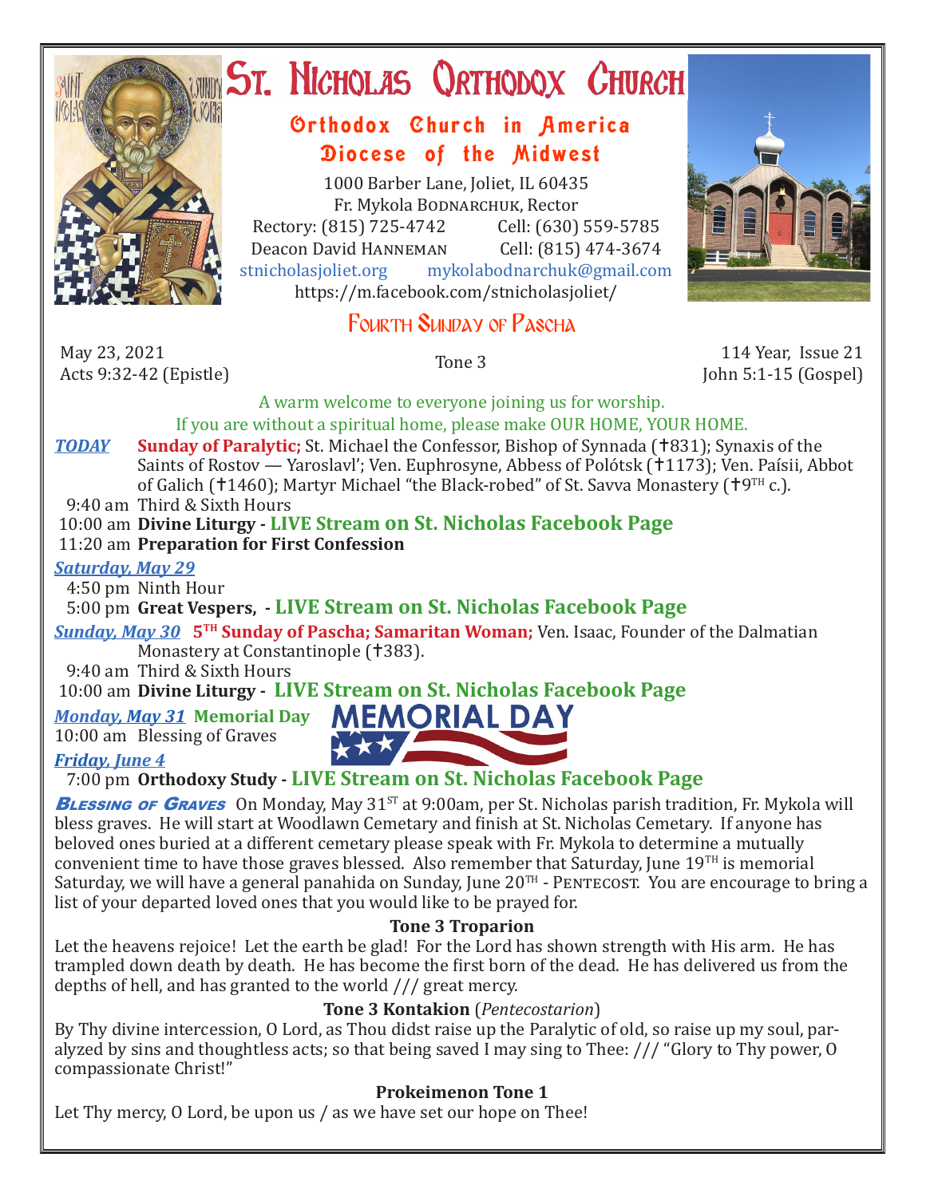# St. Nicholas Orthodox Church

## Orthodox Church in America
## Diocese of the Midwest

1000 Barber Lane, Joliet, IL 60435
Fr. Mykola Bodnarchuk, Rector
Rectory: (815) 725-4742 Cell: (630) 559-5785
Deacon David Hanneman Cell: (815) 474-3674
stnicholasjoliet.org mykolabodnarchuk@gmail.com
https://m.facebook.com/stnicholasjoliet/

## Fourth Sunday of Pascha

May 23, 2021
Acts 9:32-42 (Epistle)

Tone 3

114 Year, Issue 21
John 5:1-15 (Gospel)

A warm welcome to everyone joining us for worship.
If you are without a spiritual home, please make OUR HOME, YOUR HOME.

***TODAY*** **Sunday of Paralytic;** St. Michael the Confessor, Bishop of Synnada (†831); Synaxis of the Saints of Rostov — Yaroslavl'; Ven. Euphrosyne, Abbess of Polótsk (†1173); Ven. Paísii, Abbot of Galich (†1460); Martyr Michael "the Black-robed" of St. Savva Monastery (†9TH c.).

9:40 am Third & Sixth Hours
10:00 am **Divine Liturgy - LIVE Stream on St. Nicholas Facebook Page**
11:20 am **Preparation for First Confession**

***Saturday, May 29***

4:50 pm Ninth Hour
5:00 pm **Great Vespers, - LIVE Stream on St. Nicholas Facebook Page**

***Sunday, May 30*** **5TH Sunday of Pascha; Samaritan Woman;** Ven. Isaac, Founder of the Dalmatian Monastery at Constantinople (†383).

9:40 am Third & Sixth Hours
10:00 am **Divine Liturgy - LIVE Stream on St. Nicholas Facebook Page**

***Monday, May 31*** **Memorial Day**

MEMORIAL DAY

10:00 am Blessing of Graves

***Friday, June 4***

7:00 pm **Orthodoxy Study - LIVE Stream on St. Nicholas Facebook Page**

***Blessing of Graves*** On Monday, May 31ST at 9:00am, per St. Nicholas parish tradition, Fr. Mykola will bless graves. He will start at Woodlawn Cemetary and finish at St. Nicholas Cemetary. If anyone has beloved ones buried at a different cemetary please speak with Fr. Mykola to determine a mutually convenient time to have those graves blessed. Also remember that Saturday, June 19TH is memorial Saturday, we will have a general panahida on Sunday, June 20TH - Pentecost. You are encourage to bring a list of your departed loved ones that you would like to be prayed for.

**Tone 3 Troparion**

Let the heavens rejoice! Let the earth be glad! For the Lord has shown strength with His arm. He has trampled down death by death. He has become the first born of the dead. He has delivered us from the depths of hell, and has granted to the world /// great mercy.

**Tone 3 Kontakion** (*Pentecostarion*)

By Thy divine intercession, O Lord, as Thou didst raise up the Paralytic of old, so raise up my soul, paralyzed by sins and thoughtless acts; so that being saved I may sing to Thee: /// "Glory to Thy power, O compassionate Christ!"

**Prokeimenon Tone 1**

Let Thy mercy, O Lord, be upon us / as we have set our hope on Thee!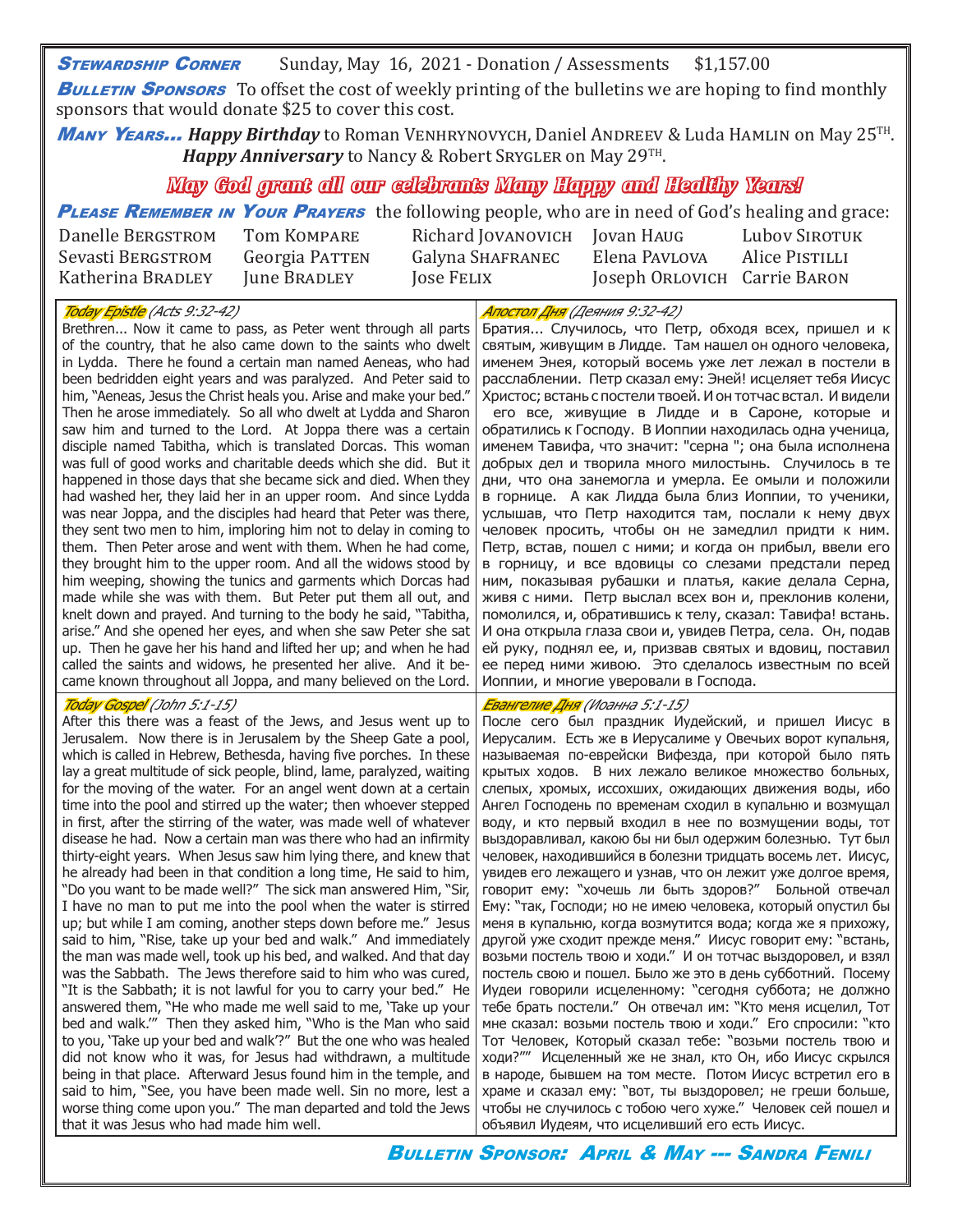**STEWARDSHIP CORNER** Sunday, May 16, 2021 - Donation / Assessments $1,157.00

**BULLETIN SPONSORS** To offset the cost of weekly printing of the bulletins we are hoping to find monthly sponsors that would donate $25 to cover this cost.

**MANY YEARS...** ***Happy Birthday*** to Roman VENHRYNOVYCH, Daniel ANDREEV & Luda HAMLIN on May 25TH.
***Happy Anniversary*** to Nancy & Robert SRYGLER on May 29TH.

***May God grant all our celebrants Many Happy and Healthy Years!***

**PLEASE REMEMBER IN YOUR PRAYERS** the following people, who are in need of God's healing and grace:

| | | | | |
|---|---|---|---|---|
| Danelle BERGSTROM | Tom KOMPARE | Richard JOVANOVICH | Jovan HAUG | Lubov SIROTUK |
| Sevasti BERGSTROM | Georgia PATTEN | Galyna SHAFRANEC | Elena PAVLOVA | Alice PISTILLI |
| Katherina BRADLEY | June BRADLEY | Jose FELIX | Joseph ORLOVICH | Carrie BARON |

*Today Epistle (Acts 9:32-42)*

Brethren... Now it came to pass, as Peter went through all parts of the country, that he also came down to the saints who dwelt in Lydda. There he found a certain man named Aeneas, who had been bedridden eight years and was paralyzed. And Peter said to him, "Aeneas, Jesus the Christ heals you. Arise and make your bed." Then he arose immediately. So all who dwelt at Lydda and Sharon saw him and turned to the Lord. At Joppa there was a certain disciple named Tabitha, which is translated Dorcas. This woman was full of good works and charitable deeds which she did. But it happened in those days that she became sick and died. When they had washed her, they laid her in an upper room. And since Lydda was near Joppa, and the disciples had heard that Peter was there, they sent two men to him, imploring him not to delay in coming to them. Then Peter arose and went with them. When he had come, they brought him to the upper room. And all the widows stood by him weeping, showing the tunics and garments which Dorcas had made while she was with them. But Peter put them all out, and knelt down and prayed. And turning to the body he said, "Tabitha, arise." And she opened her eyes, and when she saw Peter she sat up. Then he gave her his hand and lifted her up; and when he had called the saints and widows, he presented her alive. And it became known throughout all Joppa, and many believed on the Lord.

*Апостол Дня (Деяния 9:32-42)*

Братия... Случилось, что Петр, обходя всех, пришел и к святым, живущим в Лидде. Там нашел он одного человека, именем Энея, который восемь уже лет лежал в постели в расслаблении. Петр сказал ему: Эней! исцеляет тебя Иисус Христос; встань с постели твоей. И он тотчас встал. И видели его все, живущие в Лидде и в Сароне, которые и обратились к Господу. В Иоппии находилась одна ученица, именем Тавифа, что значит: "серна "; она была исполнена добрых дел и творила много милостынь. Случилось в те дни, что она занемогла и умерла. Ее омыли и положили в горнице. А как Лидда была близ Иоппии, то ученики, услышав, что Петр находится там, послали к нему двух человек просить, чтобы он не замедлил придти к ним. Петр, встав, пошел с ними; и когда он прибыл, ввели его в горницу, и все вдовицы со слезами предстали перед ним, показывая рубашки и платья, какие делала Серна, живя с ними. Петр выслал всех вон и, преклонив колени, помолился, и, обратившись к телу, сказал: Тавифа! встань. И она открыла глаза свои и, увидев Петра, села. Он, подав ей руку, поднял ее, и, призвав святых и вдовиц, поставил ее перед ними живою. Это сделалось известным по всей Иоппии, и многие уверовали в Господа.

*Today Gospel (John 5:1-15)*

After this there was a feast of the Jews, and Jesus went up to Jerusalem. Now there is in Jerusalem by the Sheep Gate a pool, which is called in Hebrew, Bethesda, having five porches. In these lay a great multitude of sick people, blind, lame, paralyzed, waiting for the moving of the water. For an angel went down at a certain time into the pool and stirred up the water; then whoever stepped in first, after the stirring of the water, was made well of whatever disease he had. Now a certain man was there who had an infirmity thirty-eight years. When Jesus saw him lying there, and knew that he already had been in that condition a long time, He said to him, "Do you want to be made well?" The sick man answered Him, "Sir, I have no man to put me into the pool when the water is stirred up; but while I am coming, another steps down before me." Jesus said to him, "Rise, take up your bed and walk." And immediately the man was made well, took up his bed, and walked. And that day was the Sabbath. The Jews therefore said to him who was cured, "It is the Sabbath; it is not lawful for you to carry your bed." He answered them, "He who made me well said to me, 'Take up your bed and walk.'" Then they asked him, "Who is the Man who said to you, 'Take up your bed and walk'?" But the one who was healed did not know who it was, for Jesus had withdrawn, a multitude being in that place. Afterward Jesus found him in the temple, and said to him, "See, you have been made well. Sin no more, lest a worse thing come upon you." The man departed and told the Jews that it was Jesus who had made him well.

*Евангелие Дня (Иоанна 5:1-15)*

После сего был праздник Иудейский, и пришел Иисус в Иерусалим. Есть же в Иерусалиме у Овечьих ворот купальня, называемая по-еврейски Вифезда, при которой было пять крытых ходов. В них лежало великое множество больных, слепых, хромых, иссохших, ожидающих движения воды, ибо Ангел Господень по временам сходил в купальню и возмущал воду, и кто первый входил в нее по возмущении воды, тот выздоравливал, какою бы ни был одержим болезнью. Тут был человек, находившийся в болезни тридцать восемь лет. Иисус, увидев его лежащего и узнав, что он лежит уже долгое время, говорит ему: "хочешь ли быть здоров?" Больной отвечал Ему: "так, Господи; но не имею человека, который опустил бы меня в купальню, когда возмутится вода; когда же я прихожу, другой уже сходит прежде меня." Иисус говорит ему: "встань, возьми постель твою и ходи." И он тотчас выздоровел, и взял постель свою и пошел. Было же это в день субботний. Посему Иудеи говорили исцеленному: "сегодня суббота; не должно тебе брать постели." Он отвечал им: "Кто меня исцелил, Тот мне сказал: возьми постель твою и ходи." Его спросили: "кто Тот Человек, Который сказал тебе: "возьми постель твою и ходи?"" Исцеленный же не знал, кто Он, ибо Иисус скрылся в народе, бывшем на том месте. Потом Иисус встретил его в храме и сказал ему: "вот, ты выздоровел; не греши больше, чтобы не случилось с тобою чего хуже." Человек сей пошел и объявил Иудеям, что исцеливший его есть Иисус.

**BULLETIN SPONSOR: APRIL & MAY --- SANDRA FENILI**